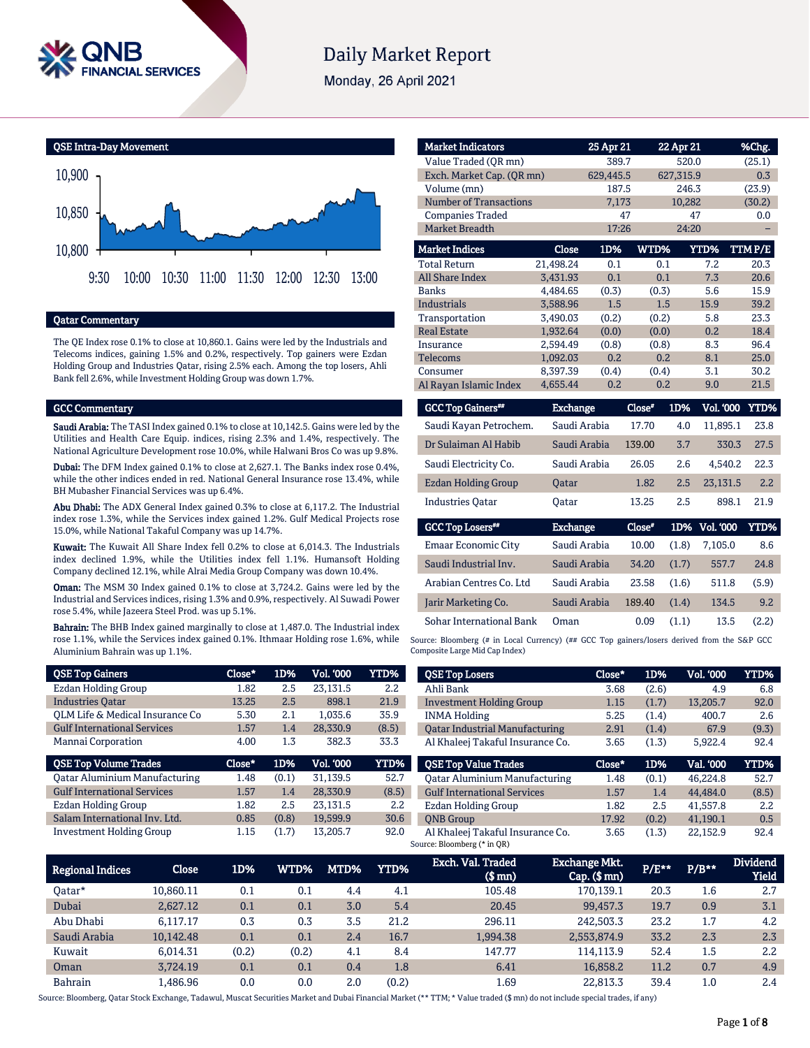# Daily Market Report

Monday, 26 April 2021

## QSE Intra-Day Movement

## Qatar Commentary

The QE Index rose 0.1% to close at 10,860.1. Gains were led by the Industrials and Telecoms indices, gaining 1.5% and 0.2%, respectively. Top gainers were Ezdan Holding Group and Industries Qatar, rising 2.5% each. Among the top losers, Ahli Bank fell 2.6%, while Investment Holding Group was down 1.7%.

## GCC Commentary

**Saudi Arabia:** The TASI Index gained 0.1% to close at 10,142.5. Gains were led by the Utilities and Health Care Equip. indices, rising 2.3% and 1.4%, respectively. The National Agriculture Development rose 10.0%, while Halwani Bros Co was up 9.8%.

**Dubai:** The DFM Index gained 0.1% to close at 2,627.1. The Banks index rose 0.4%, while the other indices ended in red. National General Insurance rose 13.4%, while BH Mubasher Financial Services was up 6.4%.

**Abu Dhabi:** The ADX General Index gained 0.3% to close at 6,117.2. The Industrial index rose 1.3%, while the Services index gained 1.2%. Gulf Medical Projects rose 15.0%, while National Takaful Company was up 14.7%.

**Kuwait:** The Kuwait All Share Index fell 0.2% to close at 6,014.3. The Industrials index declined 1.9%, while the Utilities index fell 1.1%. Humansoft Holding Company declined 12.1%, while Alrai Media Group Company was down 10.4%.

**Oman:** The MSM 30 Index gained 0.1% to close at 3,724.2. Gains were led by the Industrial and Services indices, rising 1.3% and 0.9%, respectively. Al Suwadi Power rose 5.4%, while Jazeera Steel Prod. was up 5.1%.

**Bahrain:** The BHB Index gained marginally to close at 1,487.0. The Industrial index rose 1.1%, while the Services index gained 0.1%. Ithmaar Holding rose 1.6%, while Aluminium Bahrain was up 1.1%.

| Market Indicators | 25 Apr 21 | 22 Apr 21 | %Chg. |
|---|---|---|---|
| Value Traded (QR mn) | 389.7 | 520.0 | (25.1) |
| Exch. Market Cap. (QR mn) | 629,445.5 | 627,315.9 | 0.3 |
| Volume (mn) | 187.5 | 246.3 | (23.9) |
| Number of Transactions | 7,173 | 10,282 | (30.2) |
| Companies Traded | 47 | 47 | 0.0 |
| Market Breadth | 17:26 | 24:20 | – |

| Market Indices | Close | 1D% | WTD% | YTD% | TTM P/E |
|---|---|---|---|---|---|
| Total Return | 21,498.24 | 0.1 | 0.1 | 7.2 | 20.3 |
| All Share Index | 3,431.93 | 0.1 | 0.1 | 7.3 | 20.6 |
| Banks | 4,484.65 | (0.3) | (0.3) | 5.6 | 15.9 |
| Industrials | 3,588.96 | 1.5 | 1.5 | 15.9 | 39.2 |
| Transportation | 3,490.03 | (0.2) | (0.2) | 5.8 | 23.3 |
| Real Estate | 1,932.64 | (0.0) | (0.0) | 0.2 | 18.4 |
| Insurance | 2,594.49 | (0.8) | (0.8) | 8.3 | 96.4 |
| Telecoms | 1,092.03 | 0.2 | 0.2 | 8.1 | 25.0 |
| Consumer | 8,397.39 | (0.4) | (0.4) | 3.1 | 30.2 |
| Al Rayan Islamic Index | 4,655.44 | 0.2 | 0.2 | 9.0 | 21.5 |

| GCC Top Gainers## | Exchange | Close# | 1D% | Vol. '000 | YTD% |
|---|---|---|---|---|---|
| Saudi Kayan Petrochem. | Saudi Arabia | 17.70 | 4.0 | 11,895.1 | 23.8 |
| Dr Sulaiman Al Habib | Saudi Arabia | 139.00 | 3.7 | 330.3 | 27.5 |
| Saudi Electricity Co. | Saudi Arabia | 26.05 | 2.6 | 4,540.2 | 22.3 |
| Ezdan Holding Group | Qatar | 1.82 | 2.5 | 23,131.5 | 2.2 |
| Industries Qatar | Qatar | 13.25 | 2.5 | 898.1 | 21.9 |

| GCC Top Losers## | Exchange | Close# | 1D% | Vol. '000 | YTD% |
|---|---|---|---|---|---|
| Emaar Economic City | Saudi Arabia | 10.00 | (1.8) | 7,105.0 | 8.6 |
| Saudi Industrial Inv. | Saudi Arabia | 34.20 | (1.7) | 557.7 | 24.8 |
| Arabian Centres Co. Ltd | Saudi Arabia | 23.58 | (1.6) | 511.8 | (5.9) |
| Jarir Marketing Co. | Saudi Arabia | 189.40 | (1.4) | 134.5 | 9.2 |
| Sohar International Bank | Oman | 0.09 | (1.1) | 13.5 | (2.2) |

Source: Bloomberg (# in Local Currency) (## GCC Top gainers/losers derived from the S&P GCC Composite Large Mid Cap Index)

| QSE Top Gainers | Close* | 1D% | Vol. '000 | YTD% |
|---|---|---|---|---|
| Ezdan Holding Group | 1.82 | 2.5 | 23,131.5 | 2.2 |
| Industries Qatar | 13.25 | 2.5 | 898.1 | 21.9 |
| QLM Life & Medical Insurance Co | 5.30 | 2.1 | 1,035.6 | 35.9 |
| Gulf International Services | 1.57 | 1.4 | 28,330.9 | (8.5) |
| Mannai Corporation | 4.00 | 1.3 | 382.3 | 33.3 |

| QSE Top Losers | Close* | 1D% | Vol. '000 | YTD% |
|---|---|---|---|---|
| Ahli Bank | 3.68 | (2.6) | 4.9 | 6.8 |
| Investment Holding Group | 1.15 | (1.7) | 13,205.7 | 92.0 |
| INMA Holding | 5.25 | (1.4) | 400.7 | 2.6 |
| Qatar Industrial Manufacturing | 2.91 | (1.4) | 67.9 | (9.3) |
| Al Khaleej Takaful Insurance Co. | 3.65 | (1.3) | 5,922.4 | 92.4 |

| QSE Top Volume Trades | Close* | 1D% | Vol. '000 | YTD% |
|---|---|---|---|---|
| Qatar Aluminium Manufacturing | 1.48 | (0.1) | 31,139.5 | 52.7 |
| Gulf International Services | 1.57 | 1.4 | 28,330.9 | (8.5) |
| Ezdan Holding Group | 1.82 | 2.5 | 23,131.5 | 2.2 |
| Salam International Inv. Ltd. | 0.85 | (0.8) | 19,599.9 | 30.6 |
| Investment Holding Group | 1.15 | (1.7) | 13,205.7 | 92.0 |

| QSE Top Value Trades | Close* | 1D% | Val. '000 | YTD% |
|---|---|---|---|---|
| Qatar Aluminium Manufacturing | 1.48 | (0.1) | 46,224.8 | 52.7 |
| Gulf International Services | 1.57 | 1.4 | 44,484.0 | (8.5) |
| Ezdan Holding Group | 1.82 | 2.5 | 41,557.8 | 2.2 |
| QNB Group | 17.92 | (0.2) | 41,190.1 | 0.5 |
| Al Khaleej Takaful Insurance Co. | 3.65 | (1.3) | 22,152.9 | 92.4 |

Source: Bloomberg (* in QR)

| Regional Indices | Close | 1D% | WTD% | MTD% | YTD% | Exch. Val. Traded ($ mn) | Exchange Mkt. Cap. ($ mn) | P/E** | P/B** | Dividend Yield |
|---|---|---|---|---|---|---|---|---|---|---|
| Qatar* | 10,860.11 | 0.1 | 0.1 | 4.4 | 4.1 | 105.48 | 170,139.1 | 20.3 | 1.6 | 2.7 |
| Dubai | 2,627.12 | 0.1 | 0.1 | 3.0 | 5.4 | 20.45 | 99,457.3 | 19.7 | 0.9 | 3.1 |
| Abu Dhabi | 6,117.17 | 0.3 | 0.3 | 3.5 | 21.2 | 296.11 | 242,503.3 | 23.2 | 1.7 | 4.2 |
| Saudi Arabia | 10,142.48 | 0.1 | 0.1 | 2.4 | 16.7 | 1,994.38 | 2,553,874.9 | 33.2 | 2.3 | 2.3 |
| Kuwait | 6,014.31 | (0.2) | (0.2) | 4.1 | 8.4 | 147.77 | 114,113.9 | 52.4 | 1.5 | 2.2 |
| Oman | 3,724.19 | 0.1 | 0.1 | 0.4 | 1.8 | 6.41 | 16,858.2 | 11.2 | 0.7 | 4.9 |
| Bahrain | 1,486.96 | 0.0 | 0.0 | 2.0 | (0.2) | 1.69 | 22,813.3 | 39.4 | 1.0 | 2.4 |

Source: Bloomberg, Qatar Stock Exchange, Tadawul, Muscat Securities Market and Dubai Financial Market (** TTM; * Value traded ($ mn) do not include special trades, if any)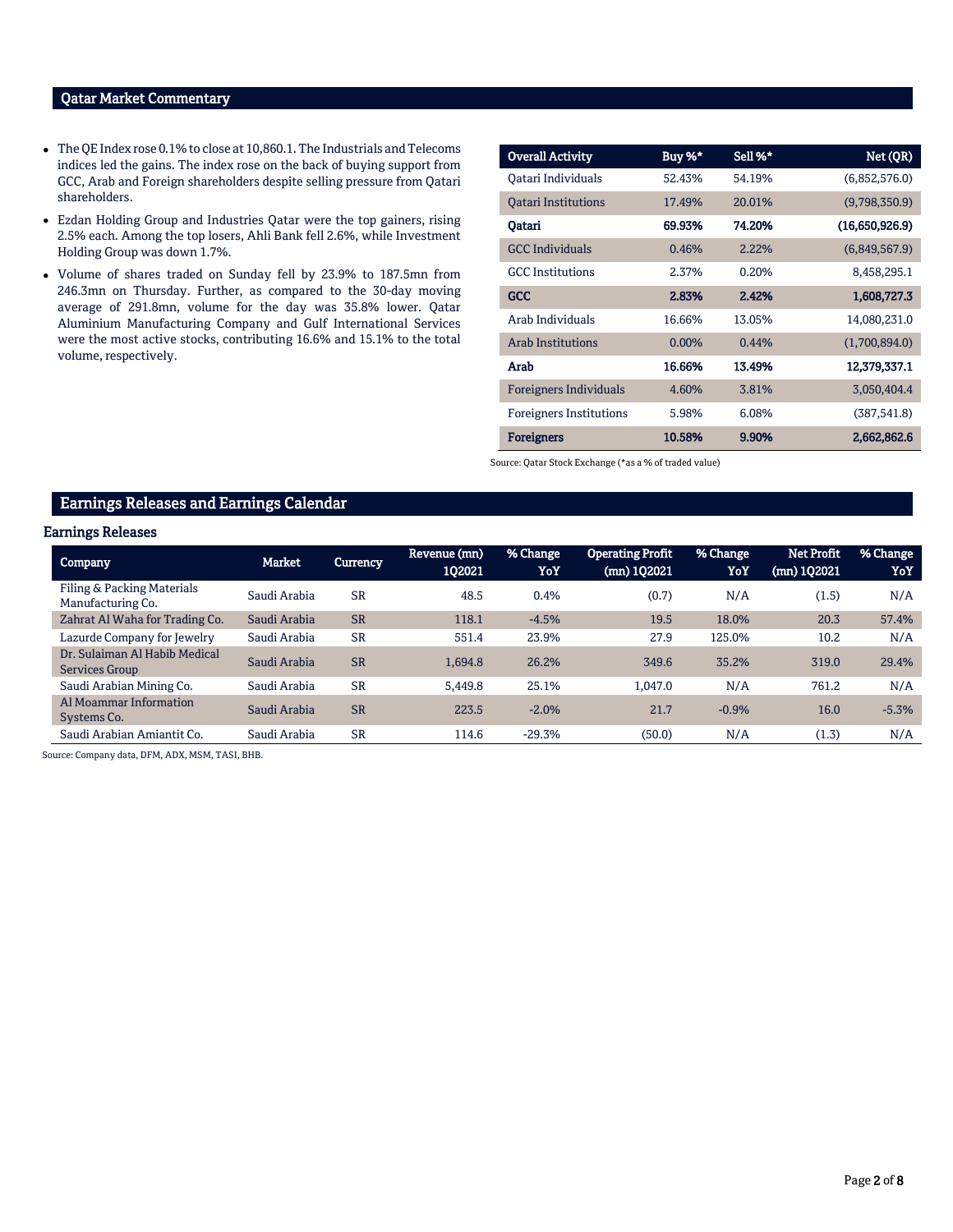## Qatar Market Commentary

- The QE Index rose 0.1% to close at 10,860.1. The Industrials and Telecoms indices led the gains. The index rose on the back of buying support from GCC, Arab and Foreign shareholders despite selling pressure from Qatari shareholders.
- Ezdan Holding Group and Industries Qatar were the top gainers, rising 2.5% each. Among the top losers, Ahli Bank fell 2.6%, while Investment Holding Group was down 1.7%.
- Volume of shares traded on Sunday fell by 23.9% to 187.5mn from 246.3mn on Thursday. Further, as compared to the 30-day moving average of 291.8mn, volume for the day was 35.8% lower. Qatar Aluminium Manufacturing Company and Gulf International Services were the most active stocks, contributing 16.6% and 15.1% to the total volume, respectively.

| Overall Activity | Buy %* | Sell %* | Net (QR) |
|---|---|---|---|
| Qatari Individuals | 52.43% | 54.19% | (6,852,576.0) |
| Qatari Institutions | 17.49% | 20.01% | (9,798,350.9) |
| **Qatari** | **69.93%** | **74.20%** | **(16,650,926.9)** |
| GCC Individuals | 0.46% | 2.22% | (6,849,567.9) |
| GCC Institutions | 2.37% | 0.20% | 8,458,295.1 |
| **GCC** | **2.83%** | **2.42%** | **1,608,727.3** |
| Arab Individuals | 16.66% | 13.05% | 14,080,231.0 |
| Arab Institutions | 0.00% | 0.44% | (1,700,894.0) |
| **Arab** | **16.66%** | **13.49%** | **12,379,337.1** |
| Foreigners Individuals | 4.60% | 3.81% | 3,050,404.4 |
| Foreigners Institutions | 5.98% | 6.08% | (387,541.8) |
| **Foreigners** | **10.58%** | **9.90%** | **2,662,862.6** |

Source: Qatar Stock Exchange (*as a % of traded value)

## Earnings Releases and Earnings Calendar

### Earnings Releases

| Company | Market | Currency | Revenue (mn) 1Q2021 | % Change YoY | Operating Profit (mn) 1Q2021 | % Change YoY | Net Profit (mn) 1Q2021 | % Change YoY |
|---|---|---|---|---|---|---|---|---|
| Filing & Packing Materials Manufacturing Co. | Saudi Arabia | SR | 48.5 | 0.4% | (0.7) | N/A | (1.5) | N/A |
| Zahrat Al Waha for Trading Co. | Saudi Arabia | SR | 118.1 | -4.5% | 19.5 | 18.0% | 20.3 | 57.4% |
| Lazurde Company for Jewelry | Saudi Arabia | SR | 551.4 | 23.9% | 27.9 | 125.0% | 10.2 | N/A |
| Dr. Sulaiman Al Habib Medical Services Group | Saudi Arabia | SR | 1,694.8 | 26.2% | 349.6 | 35.2% | 319.0 | 29.4% |
| Saudi Arabian Mining Co. | Saudi Arabia | SR | 5,449.8 | 25.1% | 1,047.0 | N/A | 761.2 | N/A |
| Al Moammar Information Systems Co. | Saudi Arabia | SR | 223.5 | -2.0% | 21.7 | -0.9% | 16.0 | -5.3% |
| Saudi Arabian Amiantit Co. | Saudi Arabia | SR | 114.6 | -29.3% | (50.0) | N/A | (1.3) | N/A |

Source: Company data, DFM, ADX, MSM, TASI, BHB.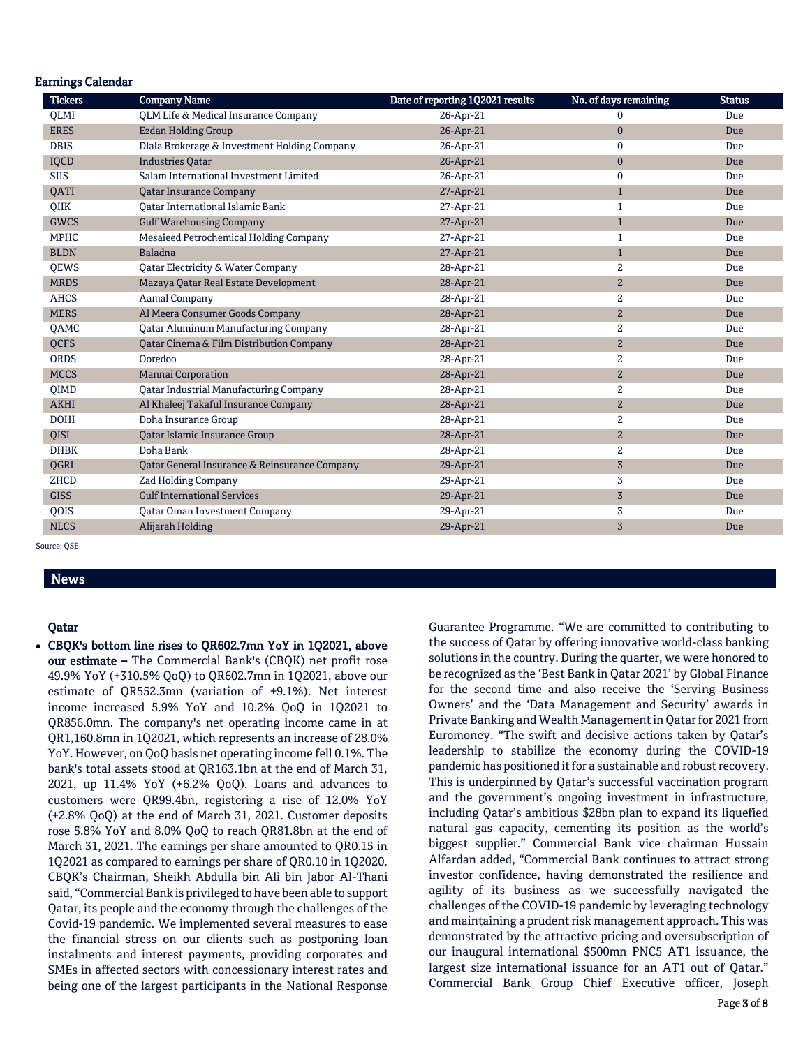## Earnings Calendar

| Tickers | Company Name | Date of reporting 1Q2021 results | No. of days remaining | Status |
|---|---|---|---|---|
| QLMI | QLM Life & Medical Insurance Company | 26-Apr-21 | 0 | Due |
| ERES | Ezdan Holding Group | 26-Apr-21 | 0 | Due |
| DBIS | Dlala Brokerage & Investment Holding Company | 26-Apr-21 | 0 | Due |
| IQCD | Industries Qatar | 26-Apr-21 | 0 | Due |
| SIIS | Salam International Investment Limited | 26-Apr-21 | 0 | Due |
| QATI | Qatar Insurance Company | 27-Apr-21 | 1 | Due |
| QIIK | Qatar International Islamic Bank | 27-Apr-21 | 1 | Due |
| GWCS | Gulf Warehousing Company | 27-Apr-21 | 1 | Due |
| MPHC | Mesaieed Petrochemical Holding Company | 27-Apr-21 | 1 | Due |
| BLDN | Baladna | 27-Apr-21 | 1 | Due |
| QEWS | Qatar Electricity & Water Company | 28-Apr-21 | 2 | Due |
| MRDS | Mazaya Qatar Real Estate Development | 28-Apr-21 | 2 | Due |
| AHCS | Aamal Company | 28-Apr-21 | 2 | Due |
| MERS | Al Meera Consumer Goods Company | 28-Apr-21 | 2 | Due |
| QAMC | Qatar Aluminum Manufacturing Company | 28-Apr-21 | 2 | Due |
| QCFS | Qatar Cinema & Film Distribution Company | 28-Apr-21 | 2 | Due |
| ORDS | Ooredoo | 28-Apr-21 | 2 | Due |
| MCCS | Mannai Corporation | 28-Apr-21 | 2 | Due |
| QIMD | Qatar Industrial Manufacturing Company | 28-Apr-21 | 2 | Due |
| AKHI | Al Khaleej Takaful Insurance Company | 28-Apr-21 | 2 | Due |
| DOHI | Doha Insurance Group | 28-Apr-21 | 2 | Due |
| QISI | Qatar Islamic Insurance Group | 28-Apr-21 | 2 | Due |
| DHBK | Doha Bank | 28-Apr-21 | 2 | Due |
| QGRI | Qatar General Insurance & Reinsurance Company | 29-Apr-21 | 3 | Due |
| ZHCD | Zad Holding Company | 29-Apr-21 | 3 | Due |
| GISS | Gulf International Services | 29-Apr-21 | 3 | Due |
| QOIS | Qatar Oman Investment Company | 29-Apr-21 | 3 | Due |
| NLCS | Alijarah Holding | 29-Apr-21 | 3 | Due |

Source: QSE

## News

### Qatar

- **CBQK's bottom line rises to QR602.7mn YoY in 1Q2021, above our estimate –** The Commercial Bank's (CBQK) net profit rose 49.9% YoY (+310.5% QoQ) to QR602.7mn in 1Q2021, above our estimate of QR552.3mn (variation of +9.1%). Net interest income increased 5.9% YoY and 10.2% QoQ in 1Q2021 to QR856.0mn. The company's net operating income came in at QR1,160.8mn in 1Q2021, which represents an increase of 28.0% YoY. However, on QoQ basis net operating income fell 0.1%. The bank's total assets stood at QR163.1bn at the end of March 31, 2021, up 11.4% YoY (+6.2% QoQ). Loans and advances to customers were QR99.4bn, registering a rise of 12.0% YoY (+2.8% QoQ) at the end of March 31, 2021. Customer deposits rose 5.8% YoY and 8.0% QoQ to reach QR81.8bn at the end of March 31, 2021. The earnings per share amounted to QR0.15 in 1Q2021 as compared to earnings per share of QR0.10 in 1Q2020. CBQK's Chairman, Sheikh Abdulla bin Ali bin Jabor Al-Thani said, "Commercial Bank is privileged to have been able to support Qatar, its people and the economy through the challenges of the Covid-19 pandemic. We implemented several measures to ease the financial stress on our clients such as postponing loan instalments and interest payments, providing corporates and SMEs in affected sectors with concessionary interest rates and being one of the largest participants in the National Response Guarantee Programme. "We are committed to contributing to the success of Qatar by offering innovative world-class banking solutions in the country. During the quarter, we were honored to be recognized as the 'Best Bank in Qatar 2021' by Global Finance for the second time and also receive the 'Serving Business Owners' and the 'Data Management and Security' awards in Private Banking and Wealth Management in Qatar for 2021 from Euromoney. "The swift and decisive actions taken by Qatar's leadership to stabilize the economy during the COVID-19 pandemic has positioned it for a sustainable and robust recovery. This is underpinned by Qatar's successful vaccination program and the government's ongoing investment in infrastructure, including Qatar's ambitious $28bn plan to expand its liquefied natural gas capacity, cementing its position as the world's biggest supplier." Commercial Bank vice chairman Hussain Alfardan added, "Commercial Bank continues to attract strong investor confidence, having demonstrated the resilience and agility of its business as we successfully navigated the challenges of the COVID-19 pandemic by leveraging technology and maintaining a prudent risk management approach. This was demonstrated by the attractive pricing and oversubscription of our inaugural international $500mn PNC5 AT1 issuance, the largest size international issuance for an AT1 out of Qatar." Commercial Bank Group Chief Executive officer, Joseph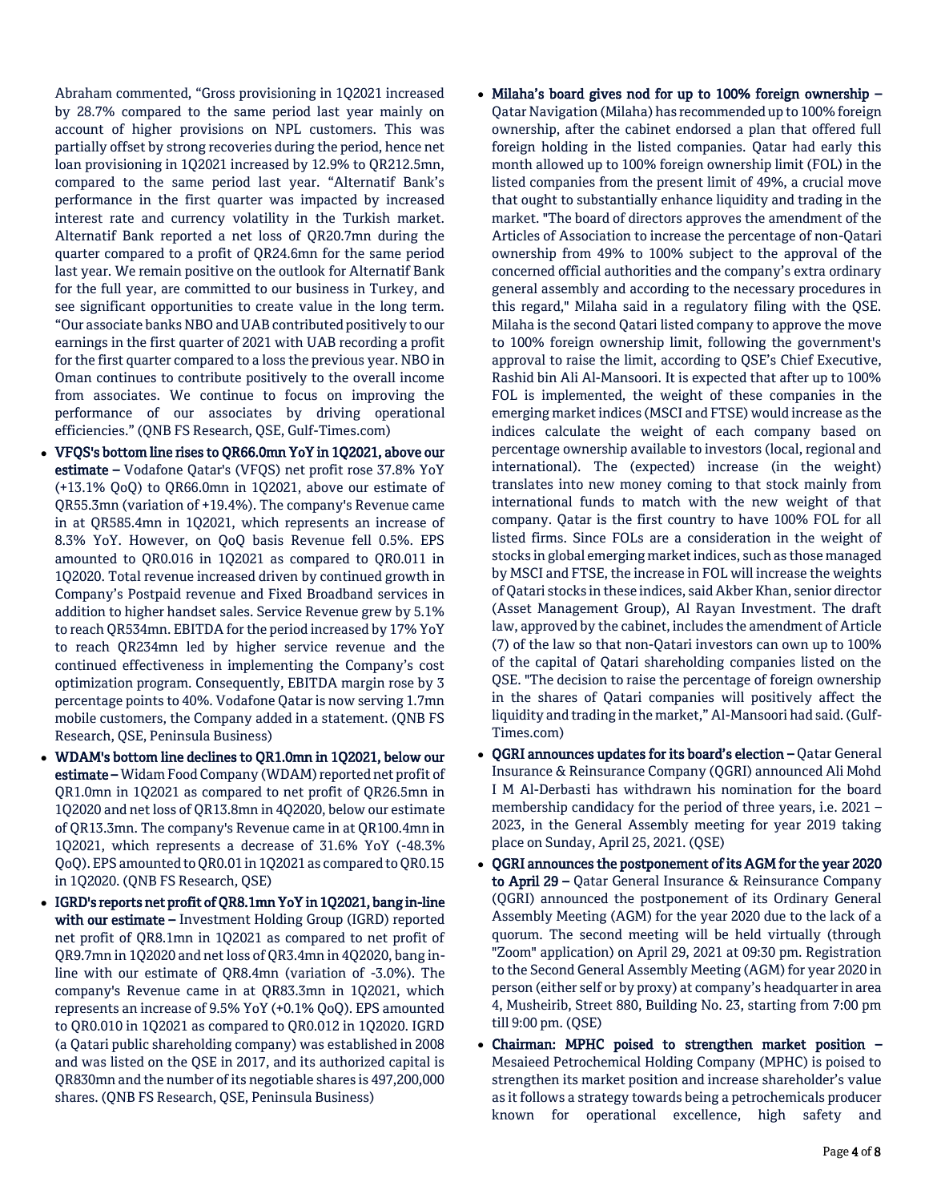Abraham commented, "Gross provisioning in 1Q2021 increased by 28.7% compared to the same period last year mainly on account of higher provisions on NPL customers. This was partially offset by strong recoveries during the period, hence net loan provisioning in 1Q2021 increased by 12.9% to QR212.5mn, compared to the same period last year. "Alternatif Bank's performance in the first quarter was impacted by increased interest rate and currency volatility in the Turkish market. Alternatif Bank reported a net loss of QR20.7mn during the quarter compared to a profit of QR24.6mn for the same period last year. We remain positive on the outlook for Alternatif Bank for the full year, are committed to our business in Turkey, and see significant opportunities to create value in the long term. "Our associate banks NBO and UAB contributed positively to our earnings in the first quarter of 2021 with UAB recording a profit for the first quarter compared to a loss the previous year. NBO in Oman continues to contribute positively to the overall income from associates. We continue to focus on improving the performance of our associates by driving operational efficiencies." (QNB FS Research, QSE, Gulf-Times.com)

- **VFQS's bottom line rises to QR66.0mn YoY in 1Q2021, above our estimate –** Vodafone Qatar's (VFQS) net profit rose 37.8% YoY (+13.1% QoQ) to QR66.0mn in 1Q2021, above our estimate of QR55.3mn (variation of +19.4%). The company's Revenue came in at QR585.4mn in 1Q2021, which represents an increase of 8.3% YoY. However, on QoQ basis Revenue fell 0.5%. EPS amounted to QR0.016 in 1Q2021 as compared to QR0.011 in 1Q2020. Total revenue increased driven by continued growth in Company's Postpaid revenue and Fixed Broadband services in addition to higher handset sales. Service Revenue grew by 5.1% to reach QR534mn. EBITDA for the period increased by 17% YoY to reach QR234mn led by higher service revenue and the continued effectiveness in implementing the Company's cost optimization program. Consequently, EBITDA margin rose by 3 percentage points to 40%. Vodafone Qatar is now serving 1.7mn mobile customers, the Company added in a statement. (QNB FS Research, QSE, Peninsula Business)
- **WDAM's bottom line declines to QR1.0mn in 1Q2021, below our estimate –** Widam Food Company (WDAM) reported net profit of QR1.0mn in 1Q2021 as compared to net profit of QR26.5mn in 1Q2020 and net loss of QR13.8mn in 4Q2020, below our estimate of QR13.3mn. The company's Revenue came in at QR100.4mn in 1Q2021, which represents a decrease of 31.6% YoY (-48.3% QoQ). EPS amounted to QR0.01 in 1Q2021 as compared to QR0.15 in 1Q2020. (QNB FS Research, QSE)
- **IGRD's reports net profit of QR8.1mn YoY in 1Q2021, bang in-line with our estimate –** Investment Holding Group (IGRD) reported net profit of QR8.1mn in 1Q2021 as compared to net profit of QR9.7mn in 1Q2020 and net loss of QR3.4mn in 4Q2020, bang in-line with our estimate of QR8.4mn (variation of -3.0%). The company's Revenue came in at QR83.3mn in 1Q2021, which represents an increase of 9.5% YoY (+0.1% QoQ). EPS amounted to QR0.010 in 1Q2021 as compared to QR0.012 in 1Q2020. IGRD (a Qatari public shareholding company) was established in 2008 and was listed on the QSE in 2017, and its authorized capital is QR830mn and the number of its negotiable shares is 497,200,000 shares. (QNB FS Research, QSE, Peninsula Business)
- **Milaha's board gives nod for up to 100% foreign ownership –** Qatar Navigation (Milaha) has recommended up to 100% foreign ownership, after the cabinet endorsed a plan that offered full foreign holding in the listed companies. Qatar had early this month allowed up to 100% foreign ownership limit (FOL) in the listed companies from the present limit of 49%, a crucial move that ought to substantially enhance liquidity and trading in the market. "The board of directors approves the amendment of the Articles of Association to increase the percentage of non-Qatari ownership from 49% to 100% subject to the approval of the concerned official authorities and the company's extra ordinary general assembly and according to the necessary procedures in this regard," Milaha said in a regulatory filing with the QSE. Milaha is the second Qatari listed company to approve the move to 100% foreign ownership limit, following the government's approval to raise the limit, according to QSE's Chief Executive, Rashid bin Ali Al-Mansoori. It is expected that after up to 100% FOL is implemented, the weight of these companies in the emerging market indices (MSCI and FTSE) would increase as the indices calculate the weight of each company based on percentage ownership available to investors (local, regional and international). The (expected) increase (in the weight) translates into new money coming to that stock mainly from international funds to match with the new weight of that company. Qatar is the first country to have 100% FOL for all listed firms. Since FOLs are a consideration in the weight of stocks in global emerging market indices, such as those managed by MSCI and FTSE, the increase in FOL will increase the weights of Qatari stocks in these indices, said Akber Khan, senior director (Asset Management Group), Al Rayan Investment. The draft law, approved by the cabinet, includes the amendment of Article (7) of the law so that non-Qatari investors can own up to 100% of the capital of Qatari shareholding companies listed on the QSE. "The decision to raise the percentage of foreign ownership in the shares of Qatari companies will positively affect the liquidity and trading in the market," Al-Mansoori had said. (Gulf-Times.com)
- **QGRI announces updates for its board's election –** Qatar General Insurance & Reinsurance Company (QGRI) announced Ali Mohd I M Al-Derbasti has withdrawn his nomination for the board membership candidacy for the period of three years, i.e. 2021 – 2023, in the General Assembly meeting for year 2019 taking place on Sunday, April 25, 2021. (QSE)
- **QGRI announces the postponement of its AGM for the year 2020 to April 29 –** Qatar General Insurance & Reinsurance Company (QGRI) announced the postponement of its Ordinary General Assembly Meeting (AGM) for the year 2020 due to the lack of a quorum. The second meeting will be held virtually (through "Zoom" application) on April 29, 2021 at 09:30 pm. Registration to the Second General Assembly Meeting (AGM) for year 2020 in person (either self or by proxy) at company's headquarter in area 4, Musheirib, Street 880, Building No. 23, starting from 7:00 pm till 9:00 pm. (QSE)
- **Chairman: MPHC poised to strengthen market position –** Mesaieed Petrochemical Holding Company (MPHC) is poised to strengthen its market position and increase shareholder's value as it follows a strategy towards being a petrochemicals producer known for operational excellence, high safety and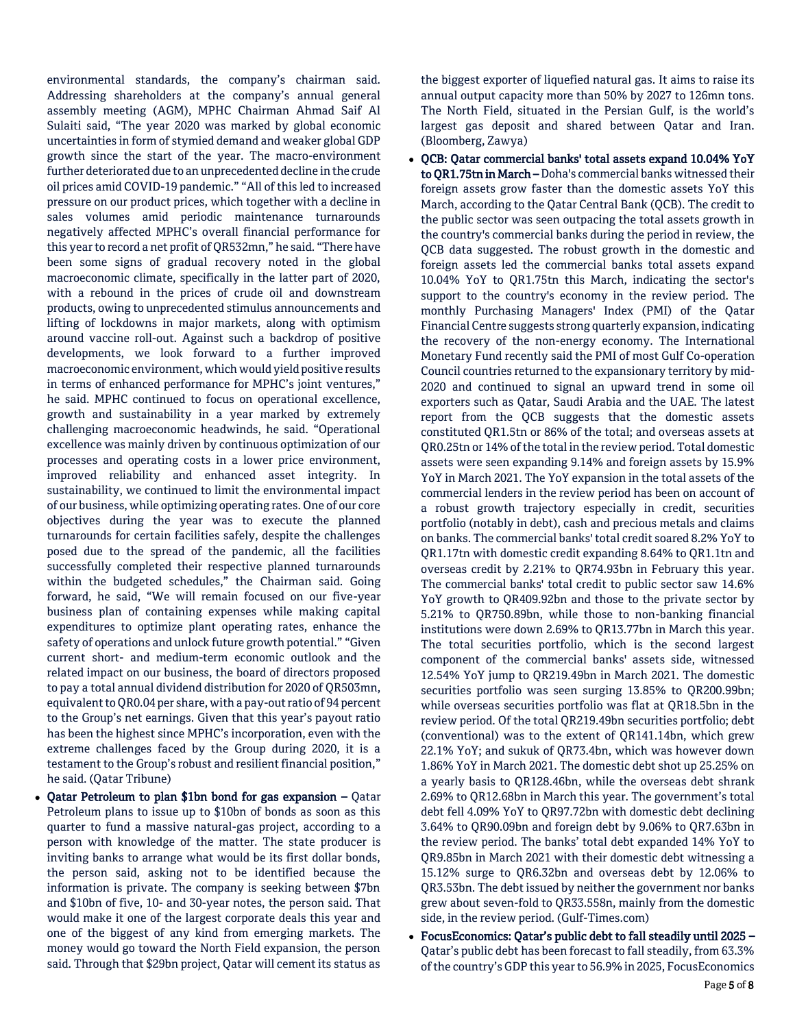environmental standards, the company's chairman said. Addressing shareholders at the company's annual general assembly meeting (AGM), MPHC Chairman Ahmad Saif Al Sulaiti said, "The year 2020 was marked by global economic uncertainties in form of stymied demand and weaker global GDP growth since the start of the year. The macro-environment further deteriorated due to an unprecedented decline in the crude oil prices amid COVID-19 pandemic." "All of this led to increased pressure on our product prices, which together with a decline in sales volumes amid periodic maintenance turnarounds negatively affected MPHC's overall financial performance for this year to record a net profit of QR532mn," he said. "There have been some signs of gradual recovery noted in the global macroeconomic climate, specifically in the latter part of 2020, with a rebound in the prices of crude oil and downstream products, owing to unprecedented stimulus announcements and lifting of lockdowns in major markets, along with optimism around vaccine roll-out. Against such a backdrop of positive developments, we look forward to a further improved macroeconomic environment, which would yield positive results in terms of enhanced performance for MPHC's joint ventures," he said. MPHC continued to focus on operational excellence, growth and sustainability in a year marked by extremely challenging macroeconomic headwinds, he said. "Operational excellence was mainly driven by continuous optimization of our processes and operating costs in a lower price environment, improved reliability and enhanced asset integrity. In sustainability, we continued to limit the environmental impact of our business, while optimizing operating rates. One of our core objectives during the year was to execute the planned turnarounds for certain facilities safely, despite the challenges posed due to the spread of the pandemic, all the facilities successfully completed their respective planned turnarounds within the budgeted schedules," the Chairman said. Going forward, he said, "We will remain focused on our five-year business plan of containing expenses while making capital expenditures to optimize plant operating rates, enhance the safety of operations and unlock future growth potential." "Given current short- and medium-term economic outlook and the related impact on our business, the board of directors proposed to pay a total annual dividend distribution for 2020 of QR503mn, equivalent to QR0.04 per share, with a pay-out ratio of 94 percent to the Group's net earnings. Given that this year's payout ratio has been the highest since MPHC's incorporation, even with the extreme challenges faced by the Group during 2020, it is a testament to the Group's robust and resilient financial position," he said. (Qatar Tribune)

- **Qatar Petroleum to plan $1bn bond for gas expansion –** Qatar Petroleum plans to issue up to $10bn of bonds as soon as this quarter to fund a massive natural-gas project, according to a person with knowledge of the matter. The state producer is inviting banks to arrange what would be its first dollar bonds, the person said, asking not to be identified because the information is private. The company is seeking between $7bn and $10bn of five, 10- and 30-year notes, the person said. That would make it one of the largest corporate deals this year and one of the biggest of any kind from emerging markets. The money would go toward the North Field expansion, the person said. Through that $29bn project, Qatar will cement its status as the biggest exporter of liquefied natural gas. It aims to raise its annual output capacity more than 50% by 2027 to 126mn tons. The North Field, situated in the Persian Gulf, is the world's largest gas deposit and shared between Qatar and Iran. (Bloomberg, Zawya)
- **QCB: Qatar commercial banks' total assets expand 10.04% YoY to QR1.75tn in March –** Doha's commercial banks witnessed their foreign assets grow faster than the domestic assets YoY this March, according to the Qatar Central Bank (QCB). The credit to the public sector was seen outpacing the total assets growth in the country's commercial banks during the period in review, the QCB data suggested. The robust growth in the domestic and foreign assets led the commercial banks total assets expand 10.04% YoY to QR1.75tn this March, indicating the sector's support to the country's economy in the review period. The monthly Purchasing Managers' Index (PMI) of the Qatar Financial Centre suggests strong quarterly expansion, indicating the recovery of the non-energy economy. The International Monetary Fund recently said the PMI of most Gulf Co-operation Council countries returned to the expansionary territory by mid-2020 and continued to signal an upward trend in some oil exporters such as Qatar, Saudi Arabia and the UAE. The latest report from the QCB suggests that the domestic assets constituted QR1.5tn or 86% of the total; and overseas assets at QR0.25tn or 14% of the total in the review period. Total domestic assets were seen expanding 9.14% and foreign assets by 15.9% YoY in March 2021. The YoY expansion in the total assets of the commercial lenders in the review period has been on account of a robust growth trajectory especially in credit, securities portfolio (notably in debt), cash and precious metals and claims on banks. The commercial banks' total credit soared 8.2% YoY to QR1.17tn with domestic credit expanding 8.64% to QR1.1tn and overseas credit by 2.21% to QR74.93bn in February this year. The commercial banks' total credit to public sector saw 14.6% YoY growth to QR409.92bn and those to the private sector by 5.21% to QR750.89bn, while those to non-banking financial institutions were down 2.69% to QR13.77bn in March this year. The total securities portfolio, which is the second largest component of the commercial banks' assets side, witnessed 12.54% YoY jump to QR219.49bn in March 2021. The domestic securities portfolio was seen surging 13.85% to QR200.99bn; while overseas securities portfolio was flat at QR18.5bn in the review period. Of the total QR219.49bn securities portfolio; debt (conventional) was to the extent of QR141.14bn, which grew 22.1% YoY; and sukuk of QR73.4bn, which was however down 1.86% YoY in March 2021. The domestic debt shot up 25.25% on a yearly basis to QR128.46bn, while the overseas debt shrank 2.69% to QR12.68bn in March this year. The government's total debt fell 4.09% YoY to QR97.72bn with domestic debt declining 3.64% to QR90.09bn and foreign debt by 9.06% to QR7.63bn in the review period. The banks' total debt expanded 14% YoY to QR9.85bn in March 2021 with their domestic debt witnessing a 15.12% surge to QR6.32bn and overseas debt by 12.06% to QR3.53bn. The debt issued by neither the government nor banks grew about seven-fold to QR33.558n, mainly from the domestic side, in the review period. (Gulf-Times.com)
- **FocusEconomics: Qatar's public debt to fall steadily until 2025 –** Qatar's public debt has been forecast to fall steadily, from 63.3% of the country's GDP this year to 56.9% in 2025, FocusEconomics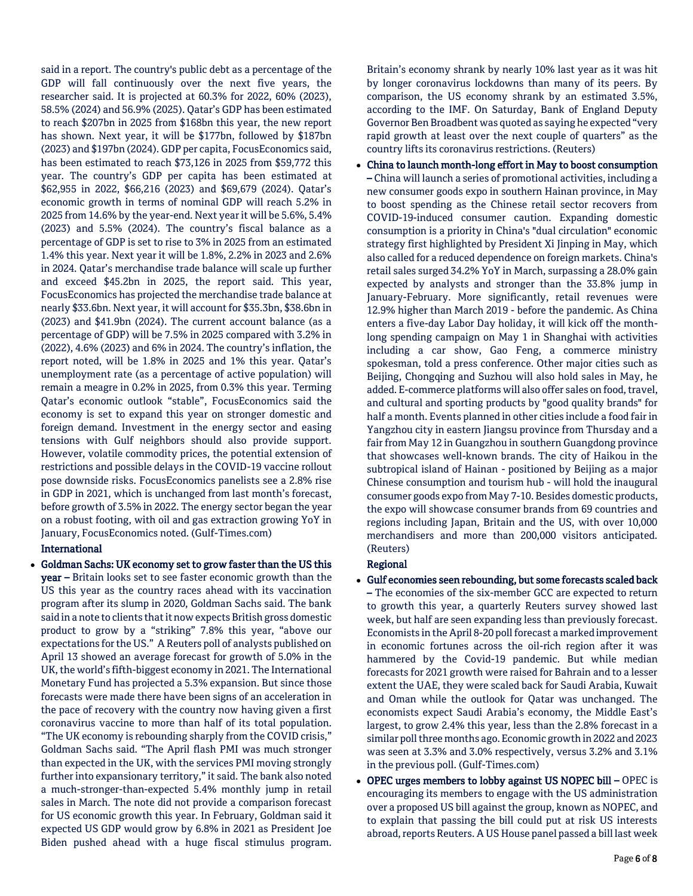said in a report. The country's public debt as a percentage of the GDP will fall continuously over the next five years, the researcher said. It is projected at 60.3% for 2022, 60% (2023), 58.5% (2024) and 56.9% (2025). Qatar's GDP has been estimated to reach $207bn in 2025 from $168bn this year, the new report has shown. Next year, it will be $177bn, followed by $187bn (2023) and $197bn (2024). GDP per capita, FocusEconomics said, has been estimated to reach $73,126 in 2025 from $59,772 this year. The country's GDP per capita has been estimated at $62,955 in 2022, $66,216 (2023) and $69,679 (2024). Qatar's economic growth in terms of nominal GDP will reach 5.2% in 2025 from 14.6% by the year-end. Next year it will be 5.6%, 5.4% (2023) and 5.5% (2024). The country's fiscal balance as a percentage of GDP is set to rise to 3% in 2025 from an estimated 1.4% this year. Next year it will be 1.8%, 2.2% in 2023 and 2.6% in 2024. Qatar's merchandise trade balance will scale up further and exceed $45.2bn in 2025, the report said. This year, FocusEconomics has projected the merchandise trade balance at nearly $33.6bn. Next year, it will account for $35.3bn, $38.6bn in (2023) and $41.9bn (2024). The current account balance (as a percentage of GDP) will be 7.5% in 2025 compared with 3.2% in (2022), 4.6% (2023) and 6% in 2024. The country's inflation, the report noted, will be 1.8% in 2025 and 1% this year. Qatar's unemployment rate (as a percentage of active population) will remain a meagre in 0.2% in 2025, from 0.3% this year. Terming Qatar's economic outlook "stable", FocusEconomics said the economy is set to expand this year on stronger domestic and foreign demand. Investment in the energy sector and easing tensions with Gulf neighbors should also provide support. However, volatile commodity prices, the potential extension of restrictions and possible delays in the COVID-19 vaccine rollout pose downside risks. FocusEconomics panelists see a 2.8% rise in GDP in 2021, which is unchanged from last month's forecast, before growth of 3.5% in 2022. The energy sector began the year on a robust footing, with oil and gas extraction growing YoY in January, FocusEconomics noted. (Gulf-Times.com)

## International

- **Goldman Sachs: UK economy set to grow faster than the US this year –** Britain looks set to see faster economic growth than the US this year as the country races ahead with its vaccination program after its slump in 2020, Goldman Sachs said. The bank said in a note to clients that it now expects British gross domestic product to grow by a "striking" 7.8% this year, "above our expectations for the US." A Reuters poll of analysts published on April 13 showed an average forecast for growth of 5.0% in the UK, the world's fifth-biggest economy in 2021. The International Monetary Fund has projected a 5.3% expansion. But since those forecasts were made there have been signs of an acceleration in the pace of recovery with the country now having given a first coronavirus vaccine to more than half of its total population. "The UK economy is rebounding sharply from the COVID crisis," Goldman Sachs said. "The April flash PMI was much stronger than expected in the UK, with the services PMI moving strongly further into expansionary territory," it said. The bank also noted a much-stronger-than-expected 5.4% monthly jump in retail sales in March. The note did not provide a comparison forecast for US economic growth this year. In February, Goldman said it expected US GDP would grow by 6.8% in 2021 as President Joe Biden pushed ahead with a huge fiscal stimulus program. Britain's economy shrank by nearly 10% last year as it was hit by longer coronavirus lockdowns than many of its peers. By comparison, the US economy shrank by an estimated 3.5%, according to the IMF. On Saturday, Bank of England Deputy Governor Ben Broadbent was quoted as saying he expected "very rapid growth at least over the next couple of quarters" as the country lifts its coronavirus restrictions. (Reuters)
- **China to launch month-long effort in May to boost consumption –** China will launch a series of promotional activities, including a new consumer goods expo in southern Hainan province, in May to boost spending as the Chinese retail sector recovers from COVID-19-induced consumer caution. Expanding domestic consumption is a priority in China's "dual circulation" economic strategy first highlighted by President Xi Jinping in May, which also called for a reduced dependence on foreign markets. China's retail sales surged 34.2% YoY in March, surpassing a 28.0% gain expected by analysts and stronger than the 33.8% jump in January-February. More significantly, retail revenues were 12.9% higher than March 2019 - before the pandemic. As China enters a five-day Labor Day holiday, it will kick off the month-long spending campaign on May 1 in Shanghai with activities including a car show, Gao Feng, a commerce ministry spokesman, told a press conference. Other major cities such as Beijing, Chongqing and Suzhou will also hold sales in May, he added. E-commerce platforms will also offer sales on food, travel, and cultural and sporting products by "good quality brands" for half a month. Events planned in other cities include a food fair in Yangzhou city in eastern Jiangsu province from Thursday and a fair from May 12 in Guangzhou in southern Guangdong province that showcases well-known brands. The city of Haikou in the subtropical island of Hainan - positioned by Beijing as a major Chinese consumption and tourism hub - will hold the inaugural consumer goods expo from May 7-10. Besides domestic products, the expo will showcase consumer brands from 69 countries and regions including Japan, Britain and the US, with over 10,000 merchandisers and more than 200,000 visitors anticipated. (Reuters)

## Regional

- **Gulf economies seen rebounding, but some forecasts scaled back –** The economies of the six-member GCC are expected to return to growth this year, a quarterly Reuters survey showed last week, but half are seen expanding less than previously forecast. Economists in the April 8-20 poll forecast a marked improvement in economic fortunes across the oil-rich region after it was hammered by the Covid-19 pandemic. But while median forecasts for 2021 growth were raised for Bahrain and to a lesser extent the UAE, they were scaled back for Saudi Arabia, Kuwait and Oman while the outlook for Qatar was unchanged. The economists expect Saudi Arabia's economy, the Middle East's largest, to grow 2.4% this year, less than the 2.8% forecast in a similar poll three months ago. Economic growth in 2022 and 2023 was seen at 3.3% and 3.0% respectively, versus 3.2% and 3.1% in the previous poll. (Gulf-Times.com)
- **OPEC urges members to lobby against US NOPEC bill –** OPEC is encouraging its members to engage with the US administration over a proposed US bill against the group, known as NOPEC, and to explain that passing the bill could put at risk US interests abroad, reports Reuters. A US House panel passed a bill last week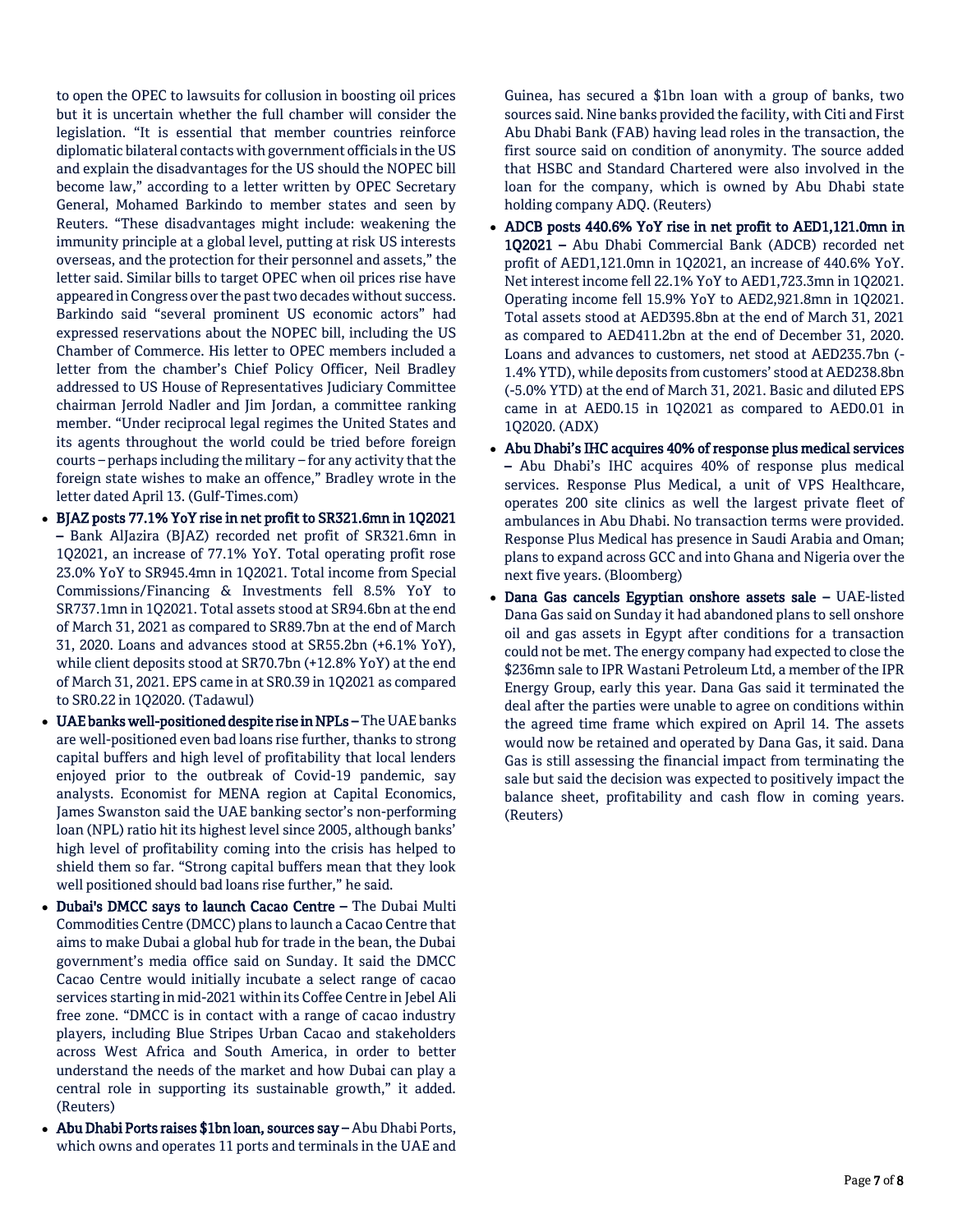to open the OPEC to lawsuits for collusion in boosting oil prices but it is uncertain whether the full chamber will consider the legislation. "It is essential that member countries reinforce diplomatic bilateral contacts with government officials in the US and explain the disadvantages for the US should the NOPEC bill become law," according to a letter written by OPEC Secretary General, Mohamed Barkindo to member states and seen by Reuters. "These disadvantages might include: weakening the immunity principle at a global level, putting at risk US interests overseas, and the protection for their personnel and assets," the letter said. Similar bills to target OPEC when oil prices rise have appeared in Congress over the past two decades without success. Barkindo said "several prominent US economic actors" had expressed reservations about the NOPEC bill, including the US Chamber of Commerce. His letter to OPEC members included a letter from the chamber's Chief Policy Officer, Neil Bradley addressed to US House of Representatives Judiciary Committee chairman Jerrold Nadler and Jim Jordan, a committee ranking member. "Under reciprocal legal regimes the United States and its agents throughout the world could be tried before foreign courts – perhaps including the military – for any activity that the foreign state wishes to make an offence," Bradley wrote in the letter dated April 13. (Gulf-Times.com)

- **BJAZ posts 77.1% YoY rise in net profit to SR321.6mn in 1Q2021 –** Bank AlJazira (BJAZ) recorded net profit of SR321.6mn in 1Q2021, an increase of 77.1% YoY. Total operating profit rose 23.0% YoY to SR945.4mn in 1Q2021. Total income from Special Commissions/Financing & Investments fell 8.5% YoY to SR737.1mn in 1Q2021. Total assets stood at SR94.6bn at the end of March 31, 2021 as compared to SR89.7bn at the end of March 31, 2020. Loans and advances stood at SR55.2bn (+6.1% YoY), while client deposits stood at SR70.7bn (+12.8% YoY) at the end of March 31, 2021. EPS came in at SR0.39 in 1Q2021 as compared to SR0.22 in 1Q2020. (Tadawul)
- **UAE banks well-positioned despite rise in NPLs –** The UAE banks are well-positioned even bad loans rise further, thanks to strong capital buffers and high level of profitability that local lenders enjoyed prior to the outbreak of Covid-19 pandemic, say analysts. Economist for MENA region at Capital Economics, James Swanston said the UAE banking sector's non-performing loan (NPL) ratio hit its highest level since 2005, although banks' high level of profitability coming into the crisis has helped to shield them so far. "Strong capital buffers mean that they look well positioned should bad loans rise further," he said.
- **Dubai's DMCC says to launch Cacao Centre –** The Dubai Multi Commodities Centre (DMCC) plans to launch a Cacao Centre that aims to make Dubai a global hub for trade in the bean, the Dubai government's media office said on Sunday. It said the DMCC Cacao Centre would initially incubate a select range of cacao services starting in mid-2021 within its Coffee Centre in Jebel Ali free zone. "DMCC is in contact with a range of cacao industry players, including Blue Stripes Urban Cacao and stakeholders across West Africa and South America, in order to better understand the needs of the market and how Dubai can play a central role in supporting its sustainable growth," it added. (Reuters)
- **Abu Dhabi Ports raises $1bn loan, sources say –** Abu Dhabi Ports, which owns and operates 11 ports and terminals in the UAE and Guinea, has secured a $1bn loan with a group of banks, two sources said. Nine banks provided the facility, with Citi and First Abu Dhabi Bank (FAB) having lead roles in the transaction, the first source said on condition of anonymity. The source added that HSBC and Standard Chartered were also involved in the loan for the company, which is owned by Abu Dhabi state holding company ADQ. (Reuters)
- **ADCB posts 440.6% YoY rise in net profit to AED1,121.0mn in 1Q2021 –** Abu Dhabi Commercial Bank (ADCB) recorded net profit of AED1,121.0mn in 1Q2021, an increase of 440.6% YoY. Net interest income fell 22.1% YoY to AED1,723.3mn in 1Q2021. Operating income fell 15.9% YoY to AED2,921.8mn in 1Q2021. Total assets stood at AED395.8bn at the end of March 31, 2021 as compared to AED411.2bn at the end of December 31, 2020. Loans and advances to customers, net stood at AED235.7bn (-1.4% YTD), while deposits from customers' stood at AED238.8bn (-5.0% YTD) at the end of March 31, 2021. Basic and diluted EPS came in at AED0.15 in 1Q2021 as compared to AED0.01 in 1Q2020. (ADX)
- **Abu Dhabi's IHC acquires 40% of response plus medical services –** Abu Dhabi's IHC acquires 40% of response plus medical services. Response Plus Medical, a unit of VPS Healthcare, operates 200 site clinics as well the largest private fleet of ambulances in Abu Dhabi. No transaction terms were provided. Response Plus Medical has presence in Saudi Arabia and Oman; plans to expand across GCC and into Ghana and Nigeria over the next five years. (Bloomberg)
- **Dana Gas cancels Egyptian onshore assets sale –** UAE-listed Dana Gas said on Sunday it had abandoned plans to sell onshore oil and gas assets in Egypt after conditions for a transaction could not be met. The energy company had expected to close the $236mn sale to IPR Wastani Petroleum Ltd, a member of the IPR Energy Group, early this year. Dana Gas said it terminated the deal after the parties were unable to agree on conditions within the agreed time frame which expired on April 14. The assets would now be retained and operated by Dana Gas, it said. Dana Gas is still assessing the financial impact from terminating the sale but said the decision was expected to positively impact the balance sheet, profitability and cash flow in coming years. (Reuters)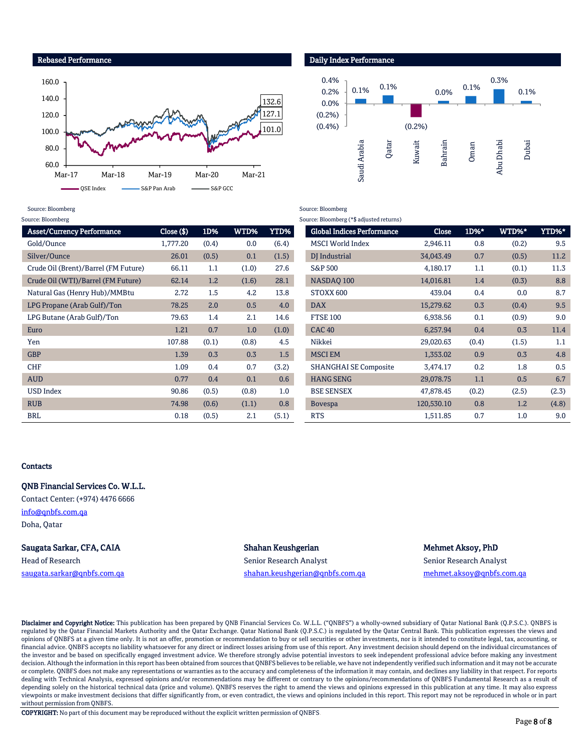## Rebased Performance

160.0
140.0
120.0
100.0
80.0
60.0
Mar-17
Mar-18
Mar-19
Mar-20
Mar-21
132.6
127.1
101.0
QSE Index
S&P Pan Arab
S&P GCC

Source: Bloomberg

## Daily Index Performance

0.4%
0.2%
0.0%
(0.2%)
(0.4%)
0.1%
0.1%
(0.2%)
0.0%
0.1%
0.3%
0.1%
Saudi Arabia
Qatar
Kuwait
Bahrain
Oman
Abu Dhabi
Dubai

Source: Bloomberg

Source: Bloomberg

| Asset/Currency Performance | Close ($) | 1D% | WTD% | YTD% |
|---|---|---|---|---|
| Gold/Ounce | 1,777.20 | (0.4) | 0.0 | (6.4) |
| Silver/Ounce | 26.01 | (0.5) | 0.1 | (1.5) |
| Crude Oil (Brent)/Barrel (FM Future) | 66.11 | 1.1 | (1.0) | 27.6 |
| Crude Oil (WTI)/Barrel (FM Future) | 62.14 | 1.2 | (1.6) | 28.1 |
| Natural Gas (Henry Hub)/MMBtu | 2.72 | 1.5 | 4.2 | 13.8 |
| LPG Propane (Arab Gulf)/Ton | 78.25 | 2.0 | 0.5 | 4.0 |
| LPG Butane (Arab Gulf)/Ton | 79.63 | 1.4 | 2.1 | 14.6 |
| Euro | 1.21 | 0.7 | 1.0 | (1.0) |
| Yen | 107.88 | (0.1) | (0.8) | 4.5 |
| GBP | 1.39 | 0.3 | 0.3 | 1.5 |
| CHF | 1.09 | 0.4 | 0.7 | (3.2) |
| AUD | 0.77 | 0.4 | 0.1 | 0.6 |
| USD Index | 90.86 | (0.5) | (0.8) | 1.0 |
| RUB | 74.98 | (0.6) | (1.1) | 0.8 |
| BRL | 0.18 | (0.5) | 2.1 | (5.1) |

Source: Bloomberg (*$ adjusted returns)

| Global Indices Performance | Close | 1D%* | WTD%* | YTD%* |
|---|---|---|---|---|
| MSCI World Index | 2,946.11 | 0.8 | (0.2) | 9.5 |
| DJ Industrial | 34,043.49 | 0.7 | (0.5) | 11.2 |
| S&P 500 | 4,180.17 | 1.1 | (0.1) | 11.3 |
| NASDAQ 100 | 14,016.81 | 1.4 | (0.3) | 8.8 |
| STOXX 600 | 439.04 | 0.4 | 0.0 | 8.7 |
| DAX | 15,279.62 | 0.3 | (0.4) | 9.5 |
| FTSE 100 | 6,938.56 | 0.1 | (0.9) | 9.0 |
| CAC 40 | 6,257.94 | 0.4 | 0.3 | 11.4 |
| Nikkei | 29,020.63 | (0.4) | (1.5) | 1.1 |
| MSCI EM | 1,353.02 | 0.9 | 0.3 | 4.8 |
| SHANGHAI SE Composite | 3,474.17 | 0.2 | 1.8 | 0.5 |
| HANG SENG | 29,078.75 | 1.1 | 0.5 | 6.7 |
| BSE SENSEX | 47,878.45 | (0.2) | (2.5) | (2.3) |
| Bovespa | 120,530.10 | 0.8 | 1.2 | (4.8) |
| RTS | 1,511.85 | 0.7 | 1.0 | 9.0 |

**Contacts**

**QNB Financial Services Co. W.L.L.**
Contact Center: (+974) 4476 6666
info@qnbfs.com.qa
Doha, Qatar

**Saugata Sarkar, CFA, CAIA**
Head of Research
saugata.sarkar@qnbfs.com.qa

**Shahan Keushgerian**
Senior Research Analyst
shahan.keushgerian@qnbfs.com.qa

**Mehmet Aksoy, PhD**
Senior Research Analyst
mehmet.aksoy@qnbfs.com.qa

**Disclaimer and Copyright Notice:** This publication has been prepared by QNB Financial Services Co. W.L.L. ("QNBFS") a wholly-owned subsidiary of Qatar National Bank (Q.P.S.C.). QNBFS is regulated by the Qatar Financial Markets Authority and the Qatar Exchange. Qatar National Bank (Q.P.S.C.) is regulated by the Qatar Central Bank. This publication expresses the views and opinions of QNBFS at a given time only. It is not an offer, promotion or recommendation to buy or sell securities or other investments, nor is it intended to constitute legal, tax, accounting, or financial advice. QNBFS accepts no liability whatsoever for any direct or indirect losses arising from use of this report. Any investment decision should depend on the individual circumstances of the investor and be based on specifically engaged investment advice. We therefore strongly advise potential investors to seek independent professional advice before making any investment decision. Although the information in this report has been obtained from sources that QNBFS believes to be reliable, we have not independently verified such information and it may not be accurate or complete. QNBFS does not make any representations or warranties as to the accuracy and completeness of the information it may contain, and declines any liability in that respect. For reports dealing with Technical Analysis, expressed opinions and/or recommendations may be different or contrary to the opinions/recommendations of QNBFS Fundamental Research as a result of depending solely on the historical technical data (price and volume). QNBFS reserves the right to amend the views and opinions expressed in this publication at any time. It may also express viewpoints or make investment decisions that differ significantly from, or even contradict, the views and opinions included in this report. This report may not be reproduced in whole or in part without permission from QNBFS.

**COPYRIGHT:** No part of this document may be reproduced without the explicit written permission of QNBFS